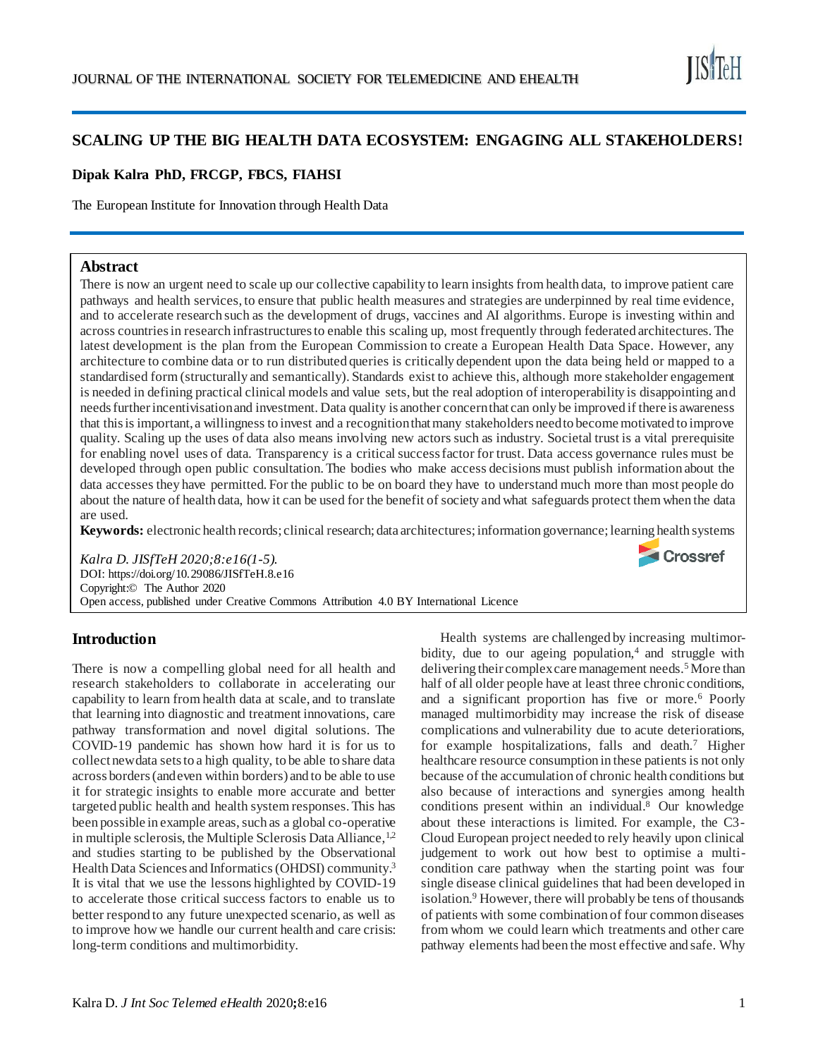# SCALING UP THE BIG HEALTH DATA ECOSYSTEM: ENGAGING ALL STAKEHOLDERS!

**Dipak Kalra PhD, FRCGP, FBCS, FIAHSI**

The European Institute for Innovation through Health Data

## Abstract

There is now an urgent need to scale up our collective capability to learn insights from health data, to improve patient care pathways and health services, to ensure that public health measures and strategies are underpinned by real time evidence, and to accelerate research such as the development of drugs, vaccines and AI algorithms. Europe is investing within and across countries in research infrastructures to enable this scaling up, most frequently through federated architectures. The latest development is the plan from the European Commission to create a European Health Data Space. However, any architecture to combine data or to run distributed queries is critically dependent upon the data being held or mapped to a standardised form (structurally and semantically). Standards exist to achieve this, although more stakeholder engagement is needed in defining practical clinical models and value sets, but the real adoption of interoperability is disappointing and needs further incentivisation and investment. Data quality is another concern that can only be improved if there is awareness that this is important, a willingness to invest and a recognition that many stakeholders need to become motivated to improve quality. Scaling up the uses of data also means involving new actors such as industry. Societal trust is a vital prerequisite for enabling novel uses of data. Transparency is a critical success factor for trust. Data access governance rules must be developed through open public consultation. The bodies who make access decisions must publish information about the data accesses they have permitted. For the public to be on board they have to understand much more than most people do about the nature of health data, how it can be used for the benefit of society and what safeguards protect them when the data are used.

**Keywords:** electronic health records; clinical research; data architectures; information governance; learning health systems

*Kalra D. JISfTeH 2020;8:e16(1-5).*
DOI: https://doi.org/10.29086/JISfTeH.8.e16
Copyright:© The Author 2020
Open access, published under Creative Commons Attribution 4.0 BY International Licence

## Introduction

There is now a compelling global need for all health and research stakeholders to collaborate in accelerating our capability to learn from health data at scale, and to translate that learning into diagnostic and treatment innovations, care pathway transformation and novel digital solutions. The COVID-19 pandemic has shown how hard it is for us to collect new data sets to a high quality, to be able to share data across borders (and even within borders) and to be able to use it for strategic insights to enable more accurate and better targeted public health and health system responses. This has been possible in example areas, such as a global co-operative in multiple sclerosis, the Multiple Sclerosis Data Alliance,[1,2] and studies starting to be published by the Observational Health Data Sciences and Informatics (OHDSI) community.[3] It is vital that we use the lessons highlighted by COVID-19 to accelerate those critical success factors to enable us to better respond to any future unexpected scenario, as well as to improve how we handle our current health and care crisis: long-term conditions and multimorbidity.

Health systems are challenged by increasing multimorbidity, due to our ageing population,[4] and struggle with delivering their complex care management needs.[5] More than half of all older people have at least three chronic conditions, and a significant proportion has five or more.[6] Poorly managed multimorbidity may increase the risk of disease complications and vulnerability due to acute deteriorations, for example hospitalizations, falls and death.[7] Higher healthcare resource consumption in these patients is not only because of the accumulation of chronic health conditions but also because of interactions and synergies among health conditions present within an individual.[8] Our knowledge about these interactions is limited. For example, the C3-Cloud European project needed to rely heavily upon clinical judgement to work out how best to optimise a multi-condition care pathway when the starting point was four single disease clinical guidelines that had been developed in isolation.[9] However, there will probably be tens of thousands of patients with some combination of four common diseases from whom we could learn which treatments and other care pathway elements had been the most effective and safe. Why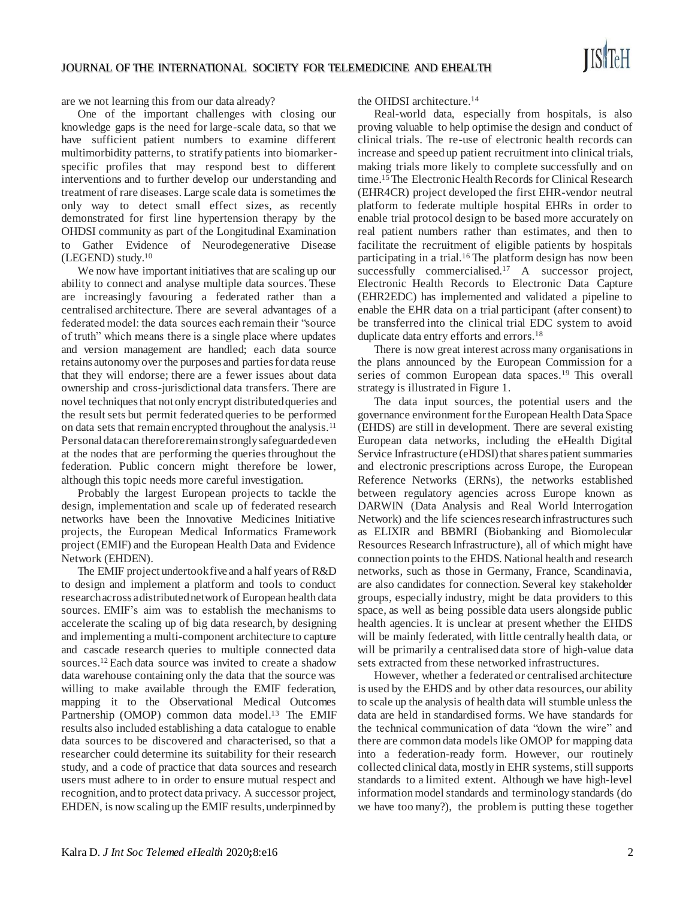are we not learning this from our data already?

One of the important challenges with closing our knowledge gaps is the need for large-scale data, so that we have sufficient patient numbers to examine different multimorbidity patterns, to stratify patients into biomarker-specific profiles that may respond best to different interventions and to further develop our understanding and treatment of rare diseases. Large scale data is sometimes the only way to detect small effect sizes, as recently demonstrated for first line hypertension therapy by the OHDSI community as part of the Longitudinal Examination to Gather Evidence of Neurodegenerative Disease (LEGEND) study.[10]

We now have important initiatives that are scaling up our ability to connect and analyse multiple data sources. These are increasingly favouring a federated rather than a centralised architecture. There are several advantages of a federated model: the data sources each remain their "source of truth" which means there is a single place where updates and version management are handled; each data source retains autonomy over the purposes and parties for data reuse that they will endorse; there are a fewer issues about data ownership and cross-jurisdictional data transfers. There are novel techniques that not only encrypt distributed queries and the result sets but permit federated queries to be performed on data sets that remain encrypted throughout the analysis.[11] Personal data can therefore remain strongly safeguarded even at the nodes that are performing the queries throughout the federation. Public concern might therefore be lower, although this topic needs more careful investigation.

Probably the largest European projects to tackle the design, implementation and scale up of federated research networks have been the Innovative Medicines Initiative projects, the European Medical Informatics Framework project (EMIF) and the European Health Data and Evidence Network (EHDEN).

The EMIF project undertook five and a half years of R&D to design and implement a platform and tools to conduct research across a distributed network of European health data sources. EMIF's aim was to establish the mechanisms to accelerate the scaling up of big data research, by designing and implementing a multi-component architecture to capture and cascade research queries to multiple connected data sources.[12] Each data source was invited to create a shadow data warehouse containing only the data that the source was willing to make available through the EMIF federation, mapping it to the Observational Medical Outcomes Partnership (OMOP) common data model.[13] The EMIF results also included establishing a data catalogue to enable data sources to be discovered and characterised, so that a researcher could determine its suitability for their research study, and a code of practice that data sources and research users must adhere to in order to ensure mutual respect and recognition, and to protect data privacy. A successor project, EHDEN, is now scaling up the EMIF results, underpinned by the OHDSI architecture.[14]

Real-world data, especially from hospitals, is also proving valuable to help optimise the design and conduct of clinical trials. The re-use of electronic health records can increase and speed up patient recruitment into clinical trials, making trials more likely to complete successfully and on time.[15] The Electronic Health Records for Clinical Research (EHR4CR) project developed the first EHR-vendor neutral platform to federate multiple hospital EHRs in order to enable trial protocol design to be based more accurately on real patient numbers rather than estimates, and then to facilitate the recruitment of eligible patients by hospitals participating in a trial.[16] The platform design has now been successfully commercialised.[17] A successor project, Electronic Health Records to Electronic Data Capture (EHR2EDC) has implemented and validated a pipeline to enable the EHR data on a trial participant (after consent) to be transferred into the clinical trial EDC system to avoid duplicate data entry efforts and errors.[18]

There is now great interest across many organisations in the plans announced by the European Commission for a series of common European data spaces.[19] This overall strategy is illustrated in Figure 1.

The data input sources, the potential users and the governance environment for the European Health Data Space (EHDS) are still in development. There are several existing European data networks, including the eHealth Digital Service Infrastructure (eHDSI) that shares patient summaries and electronic prescriptions across Europe, the European Reference Networks (ERNs), the networks established between regulatory agencies across Europe known as DARWIN (Data Analysis and Real World Interrogation Network) and the life sciences research infrastructures such as ELIXIR and BBMRI (Biobanking and Biomolecular Resources Research Infrastructure), all of which might have connection points to the EHDS. National health and research networks, such as those in Germany, France, Scandinavia, are also candidates for connection. Several key stakeholder groups, especially industry, might be data providers to this space, as well as being possible data users alongside public health agencies. It is unclear at present whether the EHDS will be mainly federated, with little centrally health data, or will be primarily a centralised data store of high-value data sets extracted from these networked infrastructures.

However, whether a federated or centralised architecture is used by the EHDS and by other data resources, our ability to scale up the analysis of health data will stumble unless the data are held in standardised forms. We have standards for the technical communication of data "down the wire" and there are common data models like OMOP for mapping data into a federation-ready form. However, our routinely collected clinical data, mostly in EHR systems, still supports standards to a limited extent. Although we have high-level information model standards and terminology standards (do we have too many?), the problem is putting these together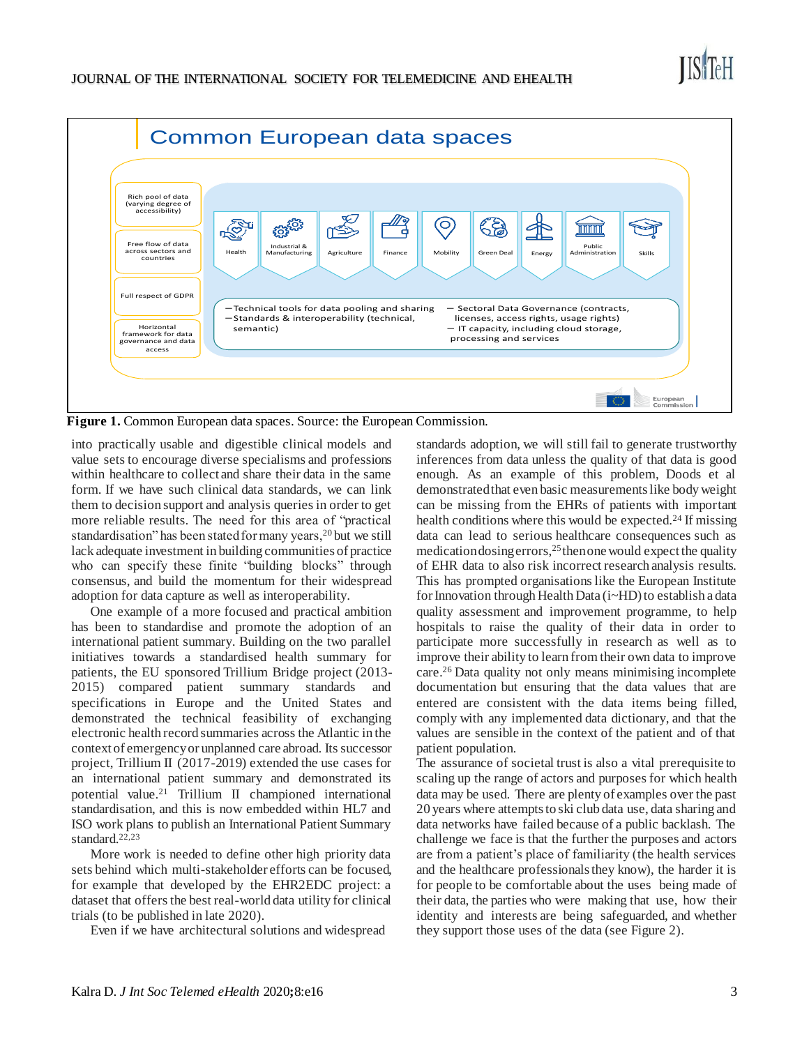**Figure 1.** Common European data spaces. Source: the European Commission.

into practically usable and digestible clinical models and value sets to encourage diverse specialisms and professions within healthcare to collect and share their data in the same form. If we have such clinical data standards, we can link them to decision support and analysis queries in order to get more reliable results. The need for this area of "practical standardisation" has been stated for many years,[20] but we still lack adequate investment in building communities of practice who can specify these finite "building blocks" through consensus, and build the momentum for their widespread adoption for data capture as well as interoperability.

One example of a more focused and practical ambition has been to standardise and promote the adoption of an international patient summary. Building on the two parallel initiatives towards a standardised health summary for patients, the EU sponsored Trillium Bridge project (2013-2015) compared patient summary standards and specifications in Europe and the United States and demonstrated the technical feasibility of exchanging electronic health record summaries across the Atlantic in the context of emergency or unplanned care abroad. Its successor project, Trillium II (2017-2019) extended the use cases for an international patient summary and demonstrated its potential value.[21] Trillium II championed international standardisation, and this is now embedded within HL7 and ISO work plans to publish an International Patient Summary standard.[22,23]

More work is needed to define other high priority data sets behind which multi-stakeholder efforts can be focused, for example that developed by the EHR2EDC project: a dataset that offers the best real-world data utility for clinical trials (to be published in late 2020).

Even if we have architectural solutions and widespread standards adoption, we will still fail to generate trustworthy inferences from data unless the quality of that data is good enough. As an example of this problem, Doods et al demonstrated that even basic measurements like body weight can be missing from the EHRs of patients with important health conditions where this would be expected.[24] If missing data can lead to serious healthcare consequences such as medication dosing errors,[25] then one would expect the quality of EHR data to also risk incorrect research analysis results. This has prompted organisations like the European Institute for Innovation through Health Data (i~HD) to establish a data quality assessment and improvement programme, to help hospitals to raise the quality of their data in order to participate more successfully in research as well as to improve their ability to learn from their own data to improve care.[26] Data quality not only means minimising incomplete documentation but ensuring that the data values that are entered are consistent with the data items being filled, comply with any implemented data dictionary, and that the values are sensible in the context of the patient and of that patient population.

The assurance of societal trust is also a vital prerequisite to scaling up the range of actors and purposes for which health data may be used. There are plenty of examples over the past 20 years where attempts to ski club data use, data sharing and data networks have failed because of a public backlash. The challenge we face is that the further the purposes and actors are from a patient's place of familiarity (the health services and the healthcare professionals they know), the harder it is for people to be comfortable about the uses being made of their data, the parties who were making that use, how their identity and interests are being safeguarded, and whether they support those uses of the data (see Figure 2).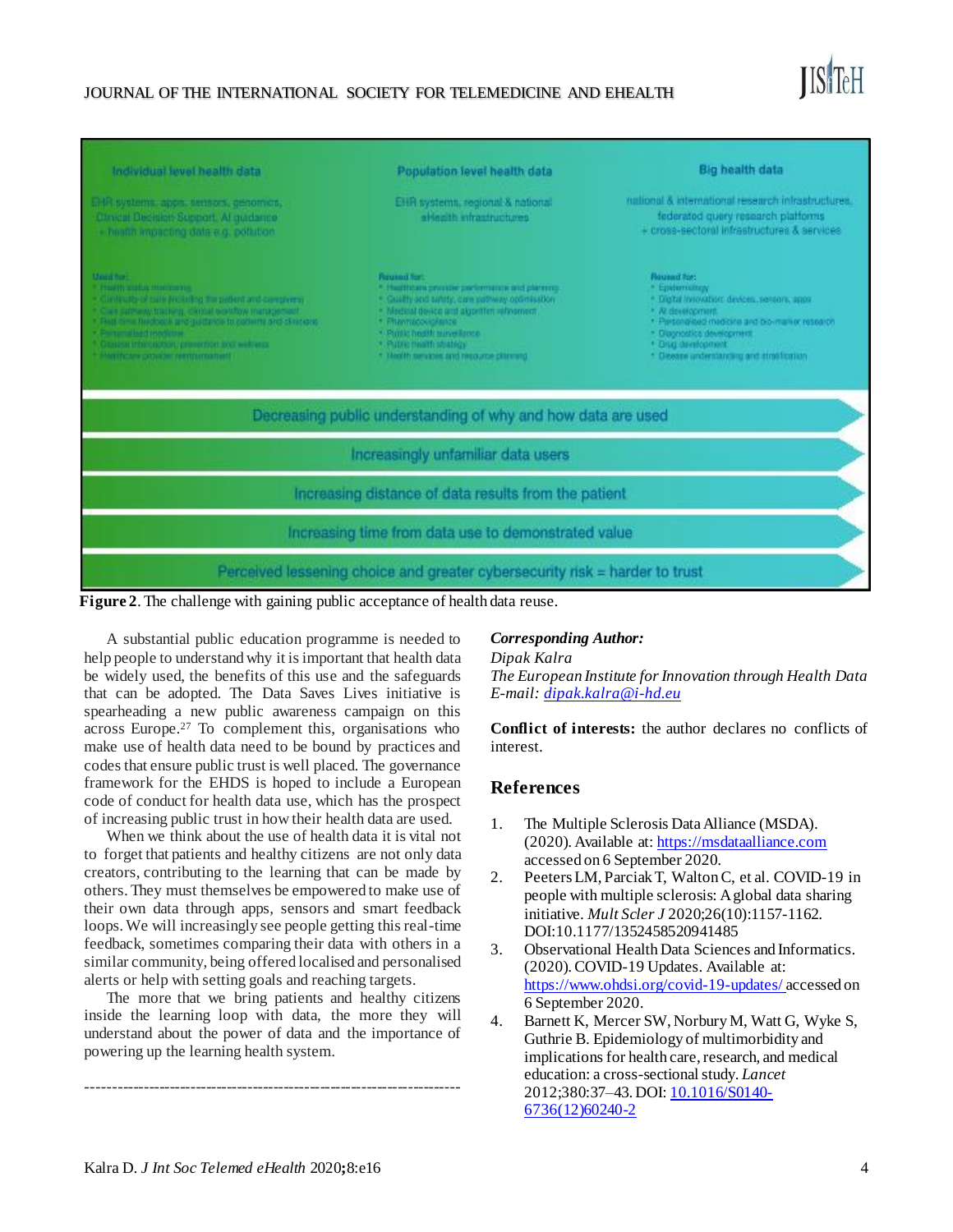Figure 2. The challenge with gaining public acceptance of health data reuse.

A substantial public education programme is needed to help people to understand why it is important that health data be widely used, the benefits of this use and the safeguards that can be adopted. The Data Saves Lives initiative is spearheading a new public awareness campaign on this across Europe.[27] To complement this, organisations who make use of health data need to be bound by practices and codes that ensure public trust is well placed. The governance framework for the EHDS is hoped to include a European code of conduct for health data use, which has the prospect of increasing public trust in how their health data are used.

When we think about the use of health data it is vital not to forget that patients and healthy citizens are not only data creators, contributing to the learning that can be made by others. They must themselves be empowered to make use of their own data through apps, sensors and smart feedback loops. We will increasingly see people getting this real-time feedback, sometimes comparing their data with others in a similar community, being offered localised and personalised alerts or help with setting goals and reaching targets.

The more that we bring patients and healthy citizens inside the learning loop with data, the more they will understand about the power of data and the importance of powering up the learning health system.

---

***Corresponding Author:***
*Dipak Kalra*
*The European Institute for Innovation through Health Data*
*E-mail: dipak.kalra@i-hd.eu*

**Conflict of interests:** the author declares no conflicts of interest.

## References

1. The Multiple Sclerosis Data Alliance (MSDA). (2020). Available at: https://msdataalliance.com accessed on 6 September 2020.
2. Peeters LM, Parciak T, Walton C, et al. COVID-19 in people with multiple sclerosis: A global data sharing initiative. *Mult Scler J* 2020;26(10):1157-1162. DOI:10.1177/1352458520941485
3. Observational Health Data Sciences and Informatics. (2020). COVID-19 Updates. Available at: https://www.ohdsi.org/covid-19-updates/ accessed on 6 September 2020.
4. Barnett K, Mercer SW, Norbury M, Watt G, Wyke S, Guthrie B. Epidemiology of multimorbidity and implications for health care, research, and medical education: a cross-sectional study. *Lancet* 2012;380:37–43. DOI: 10.1016/S0140-6736(12)60240-2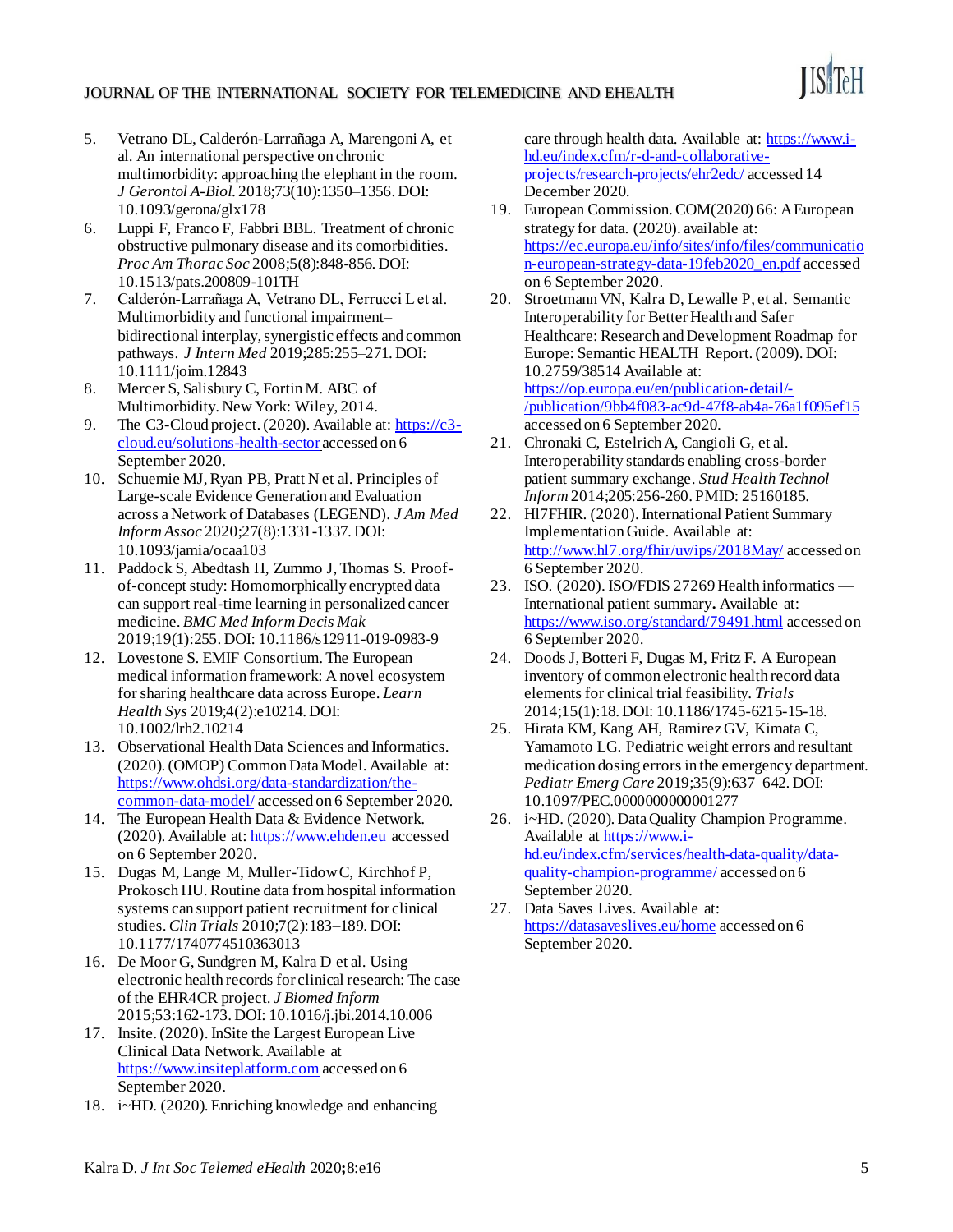5. Vetrano DL, Calderón-Larrañaga A, Marengoni A, et al. An international perspective on chronic multimorbidity: approaching the elephant in the room. *J Gerontol A-Biol.* 2018;73(10):1350–1356. DOI: 10.1093/gerona/glx178
6. Luppi F, Franco F, Fabbri BBL. Treatment of chronic obstructive pulmonary disease and its comorbidities. *Proc Am Thorac Soc* 2008;5(8):848-856. DOI: 10.1513/pats.200809-101TH
7. Calderón-Larrañaga A, Vetrano DL, Ferrucci L et al. Multimorbidity and functional impairment–bidirectional interplay, synergistic effects and common pathways. *J Intern Med* 2019;285:255–271. DOI: 10.1111/joim.12843
8. Mercer S, Salisbury C, Fortin M. ABC of Multimorbidity. New York: Wiley, 2014.
9. The C3-Cloud project. (2020). Available at: https://c3-cloud.eu/solutions-health-sector accessed on 6 September 2020.
10. Schuemie MJ, Ryan PB, Pratt N et al. Principles of Large-scale Evidence Generation and Evaluation across a Network of Databases (LEGEND). *J Am Med Inform Assoc* 2020;27(8):1331-1337. DOI: 10.1093/jamia/ocaa103
11. Paddock S, Abedtash H, Zummo J, Thomas S. Proof-of-concept study: Homomorphically encrypted data can support real-time learning in personalized cancer medicine. *BMC Med Inform Decis Mak* 2019;19(1):255. DOI: 10.1186/s12911-019-0983-9
12. Lovestone S. EMIF Consortium. The European medical information framework: A novel ecosystem for sharing healthcare data across Europe. *Learn Health Sys* 2019;4(2):e10214. DOI: 10.1002/lrh2.10214
13. Observational Health Data Sciences and Informatics. (2020). (OMOP) Common Data Model. Available at: https://www.ohdsi.org/data-standardization/the-common-data-model/ accessed on 6 September 2020.
14. The European Health Data & Evidence Network. (2020). Available at: https://www.ehden.eu accessed on 6 September 2020.
15. Dugas M, Lange M, Muller-Tidow C, Kirchhof P, Prokosch HU. Routine data from hospital information systems can support patient recruitment for clinical studies. *Clin Trials* 2010;7(2):183–189. DOI: 10.1177/1740774510363013
16. De Moor G, Sundgren M, Kalra D et al. Using electronic health records for clinical research: The case of the EHR4CR project. *J Biomed Inform* 2015;53:162-173. DOI: 10.1016/j.jbi.2014.10.006
17. Insite. (2020). InSite the Largest European Live Clinical Data Network. Available at https://www.insiteplatform.com accessed on 6 September 2020.
18. i~HD. (2020). Enriching knowledge and enhancing care through health data. Available at: https://www.i-hd.eu/index.cfm/r-d-and-collaborative-projects/research-projects/ehr2edc/ accessed 14 December 2020.
19. European Commission. COM(2020) 66: A European strategy for data. (2020). available at: https://ec.europa.eu/info/sites/info/files/communication-european-strategy-data-19feb2020_en.pdf accessed on 6 September 2020.
20. Stroetmann VN, Kalra D, Lewalle P, et al. Semantic Interoperability for Better Health and Safer Healthcare: Research and Development Roadmap for Europe: Semantic HEALTH Report. (2009). DOI: 10.2759/38514 Available at: https://op.europa.eu/en/publication-detail/-/publication/9bb4f083-ac9d-47f8-ab4a-76a1f095ef15 accessed on 6 September 2020.
21. Chronaki C, Estelrich A, Cangioli G, et al. Interoperability standards enabling cross-border patient summary exchange. *Stud Health Technol Inform* 2014;205:256-260. PMID: 25160185.
22. Hl7FHIR. (2020). International Patient Summary Implementation Guide. Available at: http://www.hl7.org/fhir/uv/ips/2018May/ accessed on 6 September 2020.
23. ISO. (2020). ISO/FDIS 27269 Health informatics — International patient summary**.** Available at: https://www.iso.org/standard/79491.html accessed on 6 September 2020.
24. Doods J, Botteri F, Dugas M, Fritz F. A European inventory of common electronic health record data elements for clinical trial feasibility. *Trials* 2014;15(1):18. DOI: 10.1186/1745-6215-15-18.
25. Hirata KM, Kang AH, Ramirez GV, Kimata C, Yamamoto LG. Pediatric weight errors and resultant medication dosing errors in the emergency department. *Pediatr Emerg Care* 2019;35(9):637–642. DOI: 10.1097/PEC.0000000000001277
26. i~HD. (2020). Data Quality Champion Programme. Available at https://www.i-hd.eu/index.cfm/services/health-data-quality/data-quality-champion-programme/ accessed on 6 September 2020.
27. Data Saves Lives. Available at: https://datasaveslives.eu/home accessed on 6 September 2020.